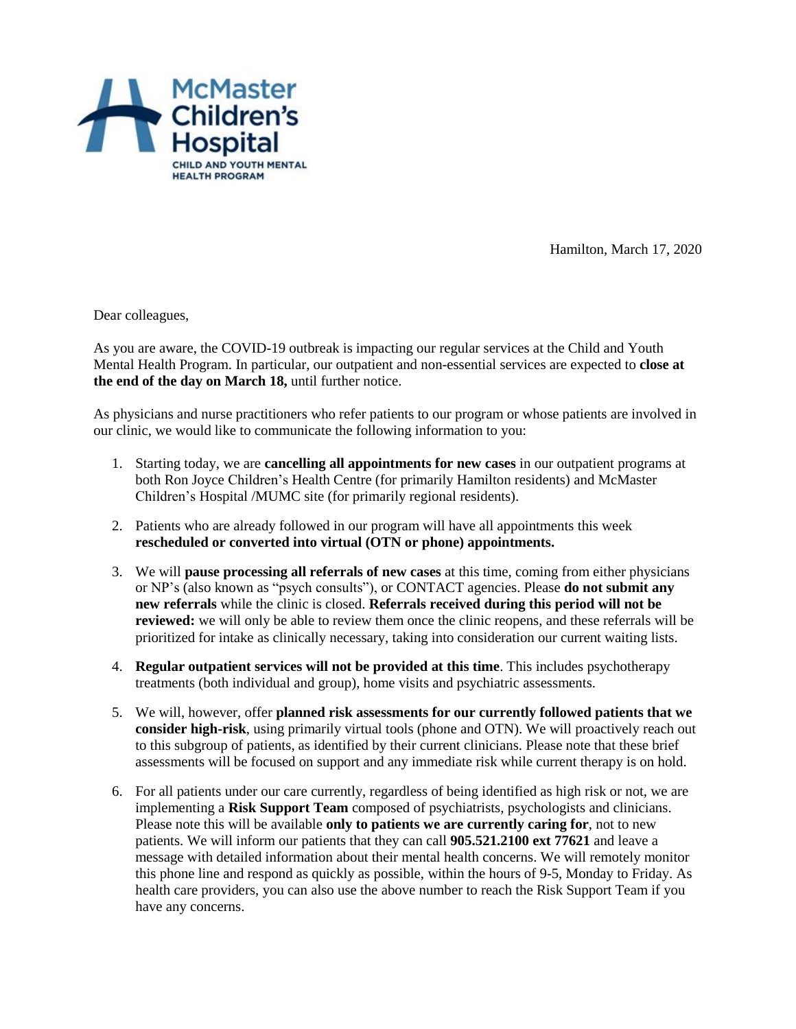McMaster Children's Hospital

CHILD AND YOUTH MENTAL HEALTH PROGRAM

Hamilton, March 17, 2020

Dear colleagues,

As you are aware, the COVID-19 outbreak is impacting our regular services at the Child and Youth Mental Health Program. In particular, our outpatient and non-essential services are expected to **close at the end of the day on March 18,** until further notice.

As physicians and nurse practitioners who refer patients to our program or whose patients are involved in our clinic, we would like to communicate the following information to you:

1. Starting today, we are **cancelling all appointments for new cases** in our outpatient programs at both Ron Joyce Children's Health Centre (for primarily Hamilton residents) and McMaster Children's Hospital /MUMC site (for primarily regional residents).

2. Patients who are already followed in our program will have all appointments this week **rescheduled or converted into virtual (OTN or phone) appointments.**

3. We will **pause processing all referrals of new cases** at this time, coming from either physicians or NP's (also known as "psych consults"), or CONTACT agencies. Please **do not submit any new referrals** while the clinic is closed. **Referrals received during this period will not be reviewed:** we will only be able to review them once the clinic reopens, and these referrals will be prioritized for intake as clinically necessary, taking into consideration our current waiting lists.

4. **Regular outpatient services will not be provided at this time**. This includes psychotherapy treatments (both individual and group), home visits and psychiatric assessments.

5. We will, however, offer **planned risk assessments for our currently followed patients that we consider high-risk**, using primarily virtual tools (phone and OTN). We will proactively reach out to this subgroup of patients, as identified by their current clinicians. Please note that these brief assessments will be focused on support and any immediate risk while current therapy is on hold.

6. For all patients under our care currently, regardless of being identified as high risk or not, we are implementing a **Risk Support Team** composed of psychiatrists, psychologists and clinicians. Please note this will be available **only to patients we are currently caring for**, not to new patients. We will inform our patients that they can call **905.521.2100 ext 77621** and leave a message with detailed information about their mental health concerns. We will remotely monitor this phone line and respond as quickly as possible, within the hours of 9-5, Monday to Friday. As health care providers, you can also use the above number to reach the Risk Support Team if you have any concerns.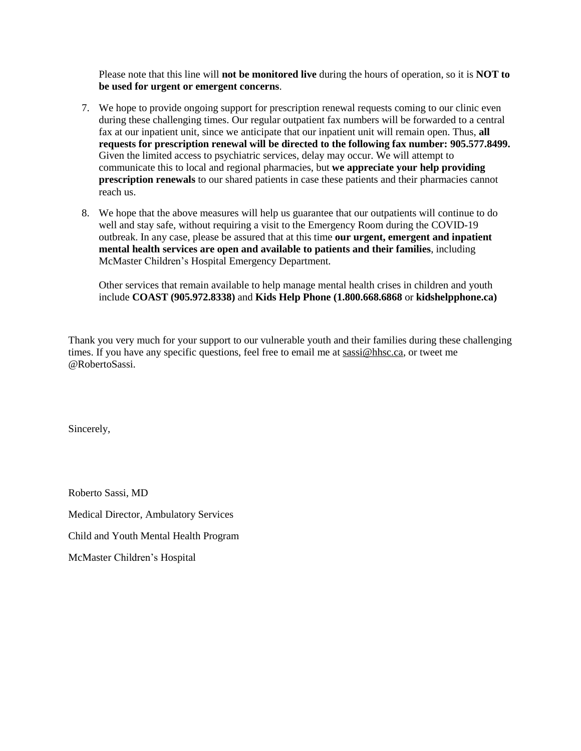Please note that this line will **not be monitored live** during the hours of operation, so it is **NOT to be used for urgent or emergent concerns**.

7. We hope to provide ongoing support for prescription renewal requests coming to our clinic even during these challenging times. Our regular outpatient fax numbers will be forwarded to a central fax at our inpatient unit, since we anticipate that our inpatient unit will remain open. Thus, **all requests for prescription renewal will be directed to the following fax number: 905.577.8499.** Given the limited access to psychiatric services, delay may occur. We will attempt to communicate this to local and regional pharmacies, but **we appreciate your help providing prescription renewals** to our shared patients in case these patients and their pharmacies cannot reach us.

8. We hope that the above measures will help us guarantee that our outpatients will continue to do well and stay safe, without requiring a visit to the Emergency Room during the COVID-19 outbreak. In any case, please be assured that at this time **our urgent, emergent and inpatient mental health services are open and available to patients and their families**, including McMaster Children's Hospital Emergency Department.

   Other services that remain available to help manage mental health crises in children and youth include **COAST (905.972.8338)** and **Kids Help Phone (1.800.668.6868** or **kidshelpphone.ca)**

Thank you very much for your support to our vulnerable youth and their families during these challenging times. If you have any specific questions, feel free to email me at sassi@hhsc.ca, or tweet me @RobertoSassi.

Sincerely,

Roberto Sassi, MD

Medical Director, Ambulatory Services

Child and Youth Mental Health Program

McMaster Children's Hospital